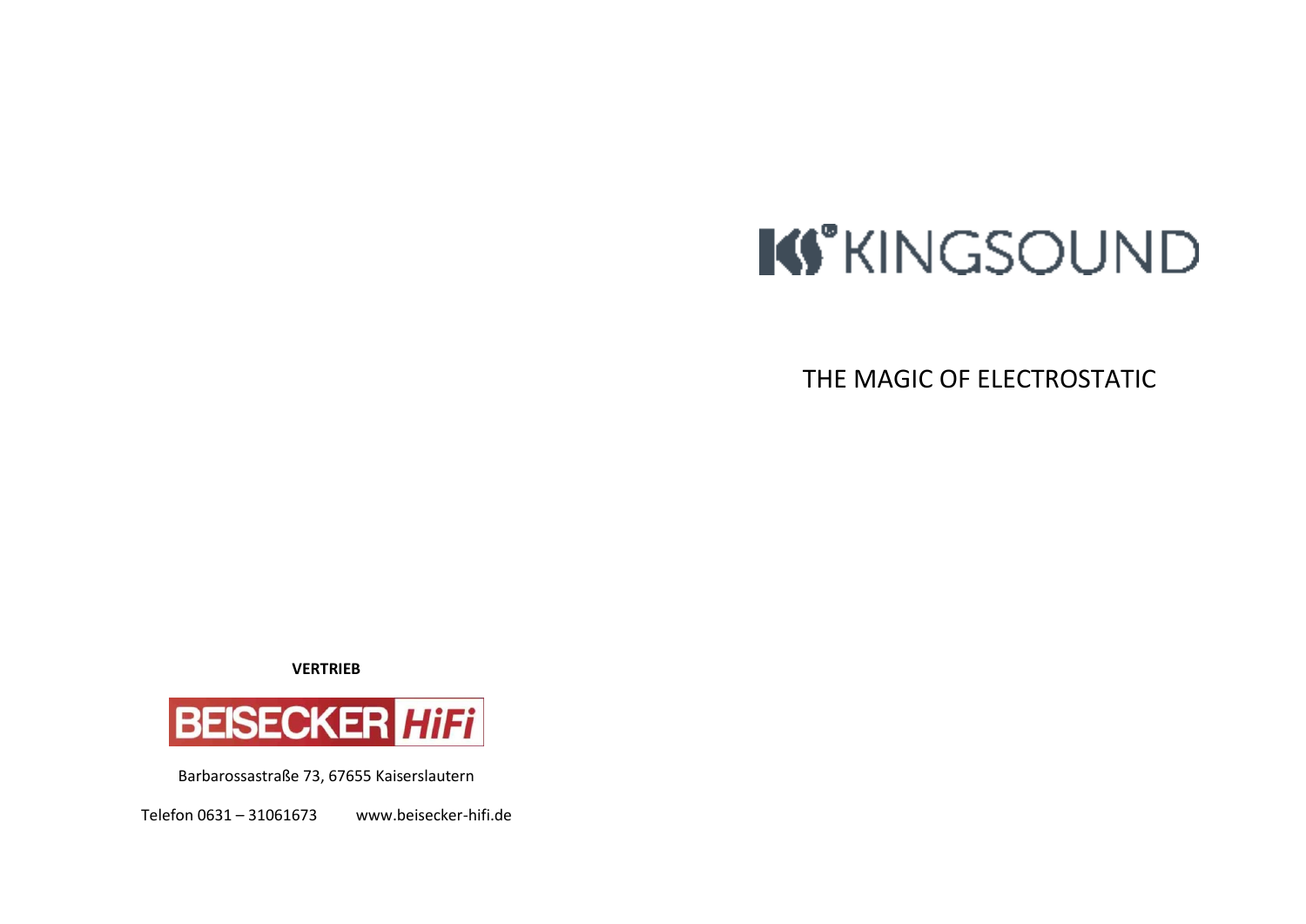# KINGSOUND

THE MAGIC OF ELECTROSTATIC

**VERTRIEB**

BEISECKER HiFi

Barbarossastraße 73, 67655 Kaiserslautern

Telefon 0631 – 31061673 www.beisecker-hifi.de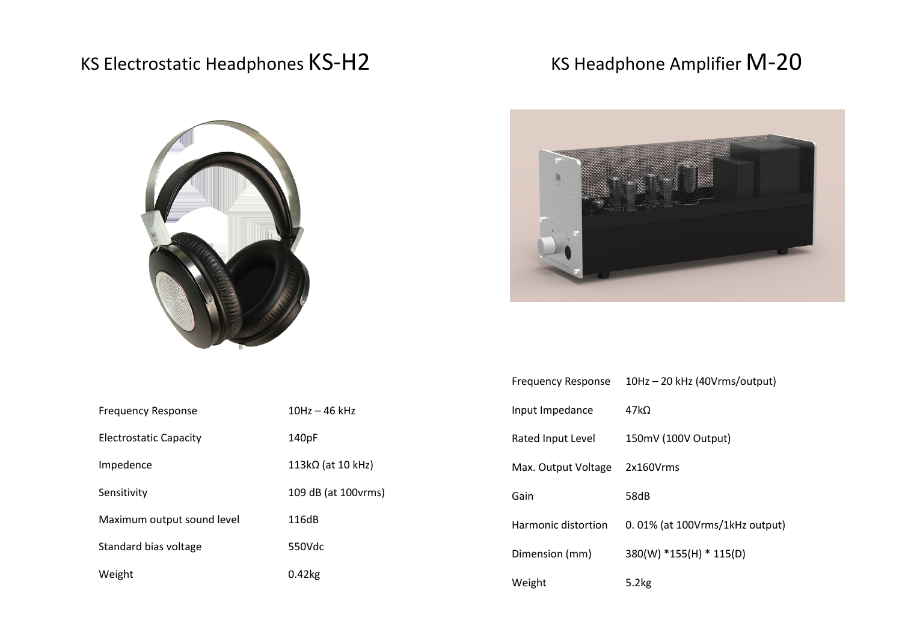## KS Electrostatic Headphones KS-H2

| | |
|---|---|
| Frequency Response | 10Hz – 46 kHz |
| Electrostatic Capacity | 140pF |
| Impedence | 113kΩ (at 10 kHz) |
| Sensitivity | 109 dB (at 100vrms) |
| Maximum output sound level | 116dB |
| Standard bias voltage | 550Vdc |
| Weight | 0.42kg |

## KS Headphone Amplifier M-20

| | |
|---|---|
| Frequency Response | 10Hz – 20 kHz (40Vrms/output) |
| Input Impedance | 47kΩ |
| Rated Input Level | 150mV (100V Output) |
| Max. Output Voltage | 2x160Vrms |
| Gain | 58dB |
| Harmonic distortion | 0. 01% (at 100Vrms/1kHz output) |
| Dimension (mm) | 380(W) *155(H) * 115(D) |
| Weight | 5.2kg |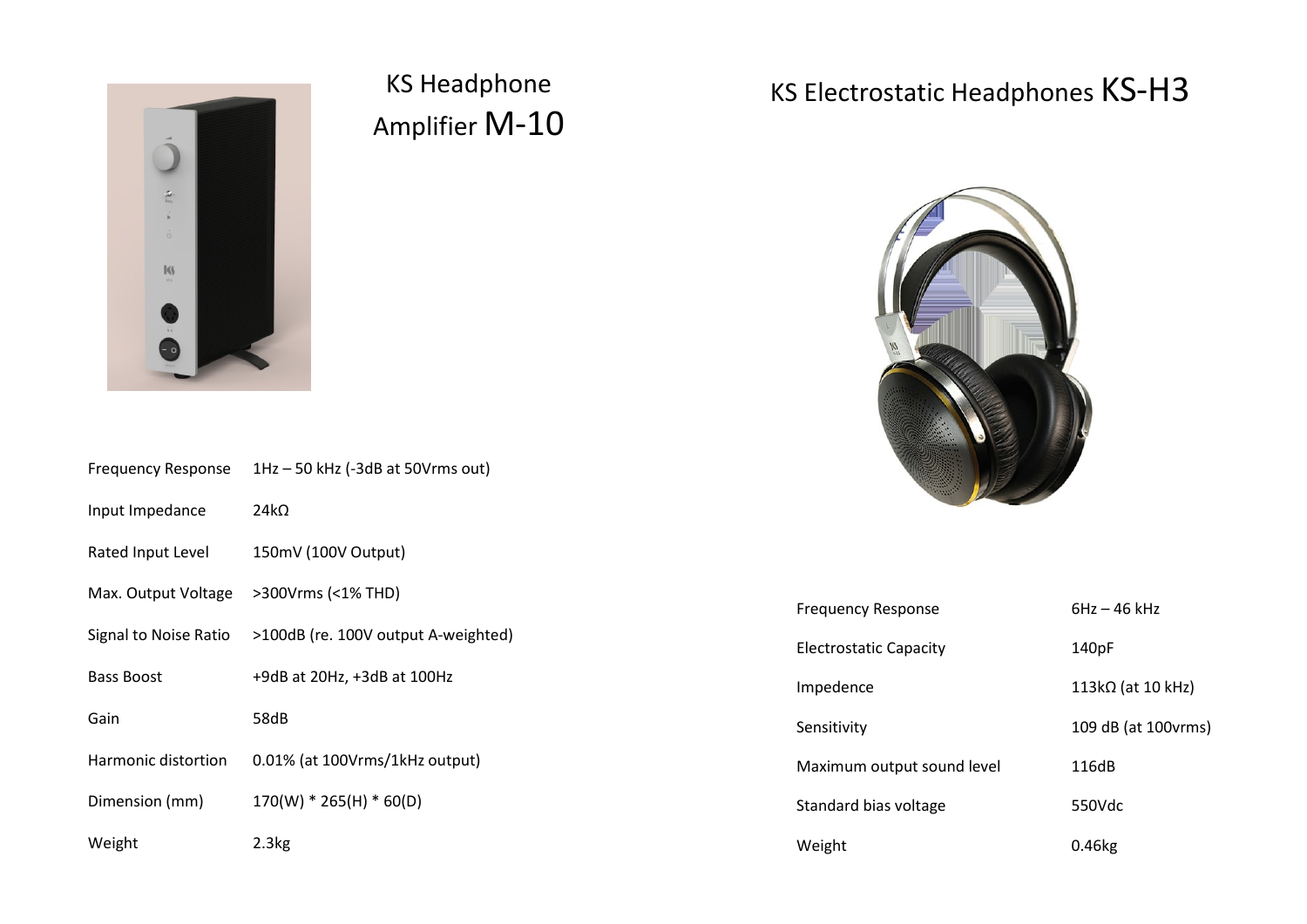# KS Headphone Amplifier M-10

| | |
|---|---|
| Frequency Response | 1Hz – 50 kHz (-3dB at 50Vrms out) |
| Input Impedance | 24kΩ |
| Rated Input Level | 150mV (100V Output) |
| Max. Output Voltage | >300Vrms (<1% THD) |
| Signal to Noise Ratio | >100dB (re. 100V output A-weighted) |
| Bass Boost | +9dB at 20Hz, +3dB at 100Hz |
| Gain | 58dB |
| Harmonic distortion | 0.01% (at 100Vrms/1kHz output) |
| Dimension (mm) | 170(W) * 265(H) * 60(D) |
| Weight | 2.3kg |

# KS Electrostatic Headphones KS-H3

| | |
|---|---|
| Frequency Response | 6Hz – 46 kHz |
| Electrostatic Capacity | 140pF |
| Impedence | 113kΩ (at 10 kHz) |
| Sensitivity | 109 dB (at 100vrms) |
| Maximum output sound level | 116dB |
| Standard bias voltage | 550Vdc |
| Weight | 0.46kg |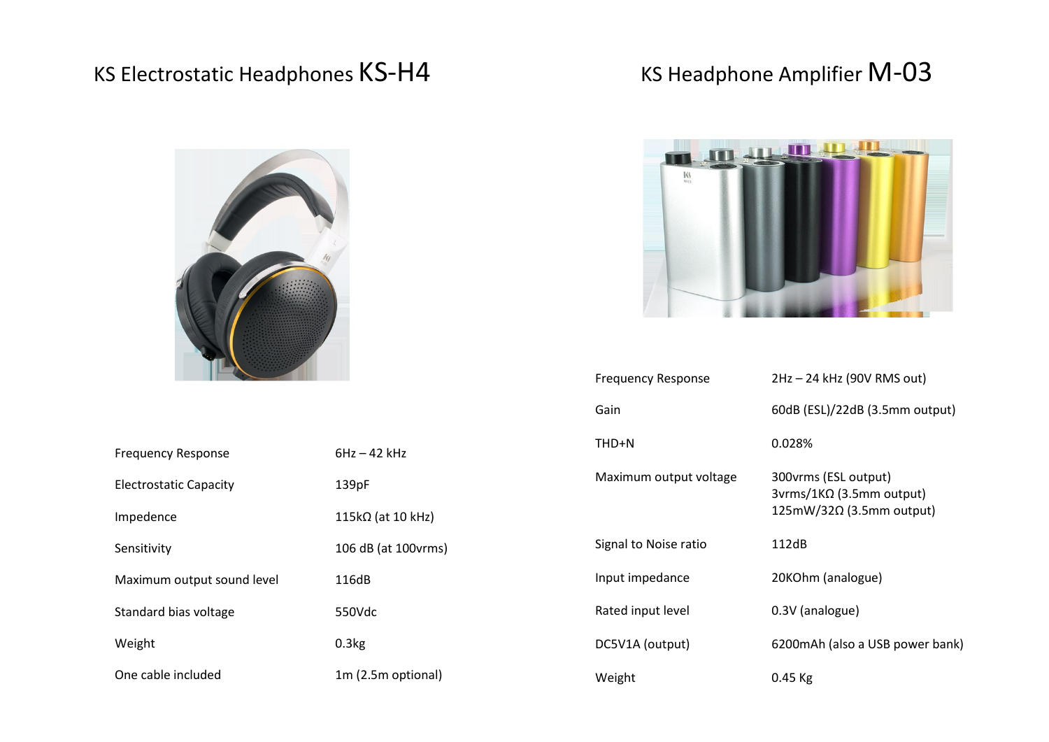## KS Electrostatic Headphones KS-H4

| | |
|---|---|
| Frequency Response | 6Hz – 42 kHz |
| Electrostatic Capacity | 139pF |
| Impedence | 115kΩ (at 10 kHz) |
| Sensitivity | 106 dB (at 100vrms) |
| Maximum output sound level | 116dB |
| Standard bias voltage | 550Vdc |
| Weight | 0.3kg |
| One cable included | 1m (2.5m optional) |

## KS Headphone Amplifier M-03

| | |
|---|---|
| Frequency Response | 2Hz – 24 kHz (90V RMS out) |
| Gain | 60dB (ESL)/22dB (3.5mm output) |
| THD+N | 0.028% |
| Maximum output voltage | 300vrms (ESL output)<br>3vrms/1KΩ (3.5mm output)<br>125mW/32Ω (3.5mm output) |
| Signal to Noise ratio | 112dB |
| Input impedance | 20KOhm (analogue) |
| Rated input level | 0.3V (analogue) |
| DC5V1A (output) | 6200mAh (also a USB power bank) |
| Weight | 0.45 Kg |